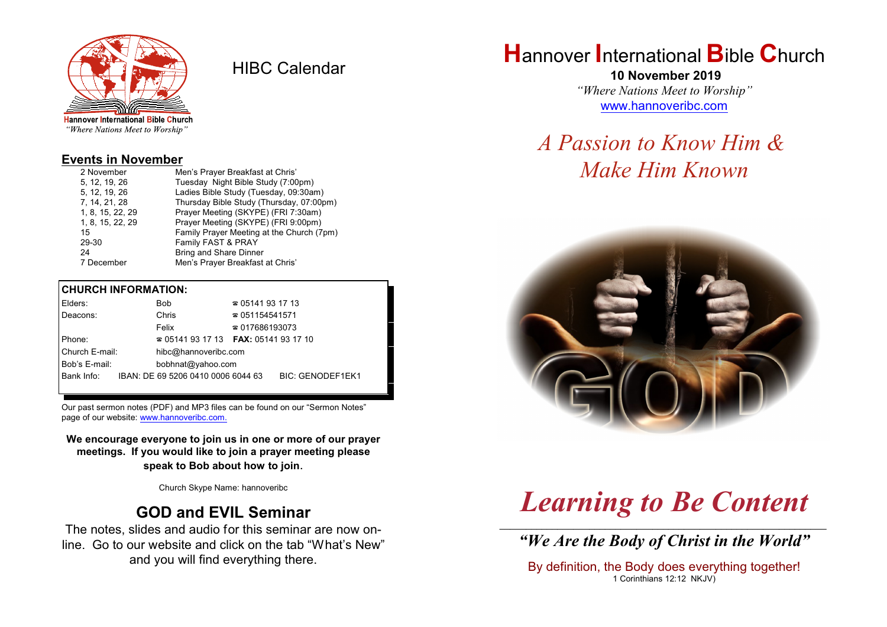Hannover International Bible Church
*"Where Nations Meet to Worship"*

# HIBC Calendar

## Events in November

| | |
|---|---|
| 2 November | Men's Prayer Breakfast at Chris' |
| 5, 12, 19, 26 | Tuesday Night Bible Study (7:00pm) |
| 5, 12, 19, 26 | Ladies Bible Study (Tuesday, 09:30am) |
| 7, 14, 21, 28 | Thursday Bible Study (Thursday, 07:00pm) |
| 1, 8, 15, 22, 29 | Prayer Meeting (SKYPE) (FRI 7:30am) |
| 1, 8, 15, 22, 29 | Prayer Meeting (SKYPE) (FRI 9:00pm) |
| 15 | Family Prayer Meeting at the Church (7pm) |
| 29-30 | Family FAST & PRAY |
| 24 | Bring and Share Dinner |
| 7 December | Men's Prayer Breakfast at Chris' |

**CHURCH INFORMATION:**

| | | |
|---|---|---|
| Elders: | Bob | ☎ 05141 93 17 13 |
| Deacons: | Chris | ☎ 051154541571 |
| | Felix | ☎ 017686193073 |
| Phone: | ☎ 05141 93 17 13 | **FAX:** 05141 93 17 10 |
| Church E-mail: | hibc@hannoveribc.com | |
| Bob's E-mail: | bobhnat@yahoo.com | |
| Bank Info: | IBAN: DE 69 5206 0410 0006 6044 63 | BIC: GENODEF1EK1 |

Our past sermon notes (PDF) and MP3 files can be found on our "Sermon Notes" page of our website: www.hannoveribc.com.

**We encourage everyone to join us in one or more of our prayer meetings. If you would like to join a prayer meeting please speak to Bob about how to join.**

Church Skype Name: hannoveribc

## GOD and EVIL Seminar

The notes, slides and audio for this seminar are now on-line. Go to our website and click on the tab "What's New" and you will find everything there.

# Hannover International Bible Church

**10 November 2019**

*"Where Nations Meet to Worship"*

www.hannoveribc.com

## *A Passion to Know Him & Make Him Known*

# *Learning to Be Content*

***"We Are the Body of Christ in the World"***

By definition, the Body does everything together!
1 Corinthians 12:12 NKJV)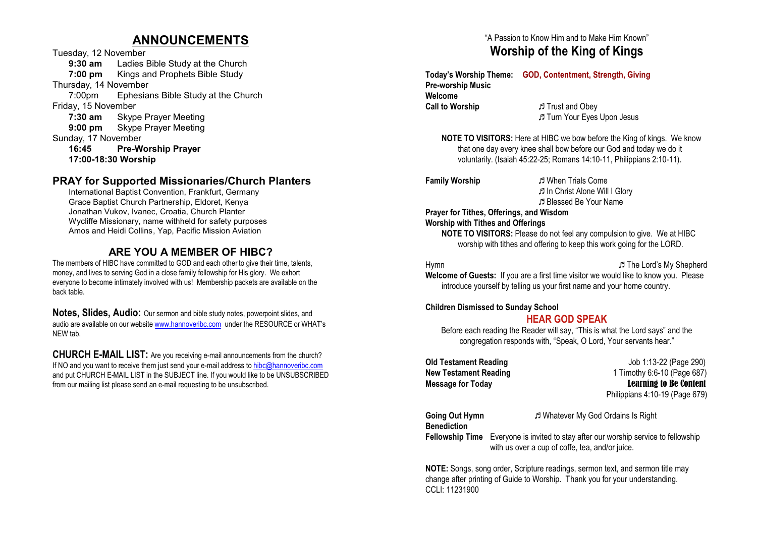## ANNOUNCEMENTS

Tuesday, 12 November
- **9:30 am** Ladies Bible Study at the Church
- **7:00 pm** Kings and Prophets Bible Study

Thursday, 14 November
- 7:00pm Ephesians Bible Study at the Church

Friday, 15 November
- **7:30 am** Skype Prayer Meeting
- **9:00 pm** Skype Prayer Meeting

Sunday, 17 November
- **16:45 Pre-Worship Prayer**
- **17:00-18:30 Worship**

### PRAY for Supported Missionaries/Church Planters

International Baptist Convention, Frankfurt, Germany
Grace Baptist Church Partnership, Eldoret, Kenya
Jonathan Vukov, Ivanec, Croatia, Church Planter
Wycliffe Missionary, name withheld for safety purposes
Amos and Heidi Collins, Yap, Pacific Mission Aviation

### ARE YOU A MEMBER OF HIBC?

The members of HIBC have committed to GOD and each other to give their time, talents, money, and lives to serving God in a close family fellowship for His glory. We exhort everyone to become intimately involved with us! Membership packets are available on the back table.

**Notes, Slides, Audio:** Our sermon and bible study notes, powerpoint slides, and audio are available on our website www.hannoveribc.com under the RESOURCE or WHAT's NEW tab.

**CHURCH E-MAIL LIST:** Are you receiving e-mail announcements from the church? If NO and you want to receive them just send your e-mail address to hibc@hannoveribc.com and put CHURCH E-MAIL LIST in the SUBJECT line. If you would like to be UNSUBSCRIBED from our mailing list please send an e-mail requesting to be unsubscribed.

"A Passion to Know Him and to Make Him Known"

## Worship of the King of Kings

**Today's Worship Theme:** **GOD, Contentment, Strength, Giving**

**Pre-worship Music**

**Welcome**

**Call to Worship** ♬ Trust and Obey
♬ Turn Your Eyes Upon Jesus

**NOTE TO VISITORS:** Here at HIBC we bow before the King of kings. We know that one day every knee shall bow before our God and today we do it voluntarily. (Isaiah 45:22-25; Romans 14:10-11, Philippians 2:10-11).

**Family Worship** ♬ When Trials Come
♬ In Christ Alone Will I Glory
♬ Blessed Be Your Name

**Prayer for Tithes, Offerings, and Wisdom**

**Worship with Tithes and Offerings**

**NOTE TO VISITORS:** Please do not feel any compulsion to give. We at HIBC worship with tithes and offering to keep this work going for the LORD.

Hymn ♬ The Lord's My Shepherd

**Welcome of Guests:** If you are a first time visitor we would like to know you. Please introduce yourself by telling us your first name and your home country.

**Children Dismissed to Sunday School**

### HEAR GOD SPEAK

Before each reading the Reader will say, "This is what the Lord says" and the congregation responds with, "Speak, O Lord, Your servants hear."

**Old Testament Reading** Job 1:13-22 (Page 290)

**New Testament Reading** 1 Timothy 6:6-10 (Page 687)

**Message for Today** **Learning to Be Content**
Philippians 4:10-19 (Page 679)

**Going Out Hymn** ♬ Whatever My God Ordains Is Right

**Benediction**

**Fellowship Time** Everyone is invited to stay after our worship service to fellowship with us over a cup of coffe, tea, and/or juice.

**NOTE:** Songs, song order, Scripture readings, sermon text, and sermon title may change after printing of Guide to Worship. Thank you for your understanding.
CCLI: 11231900